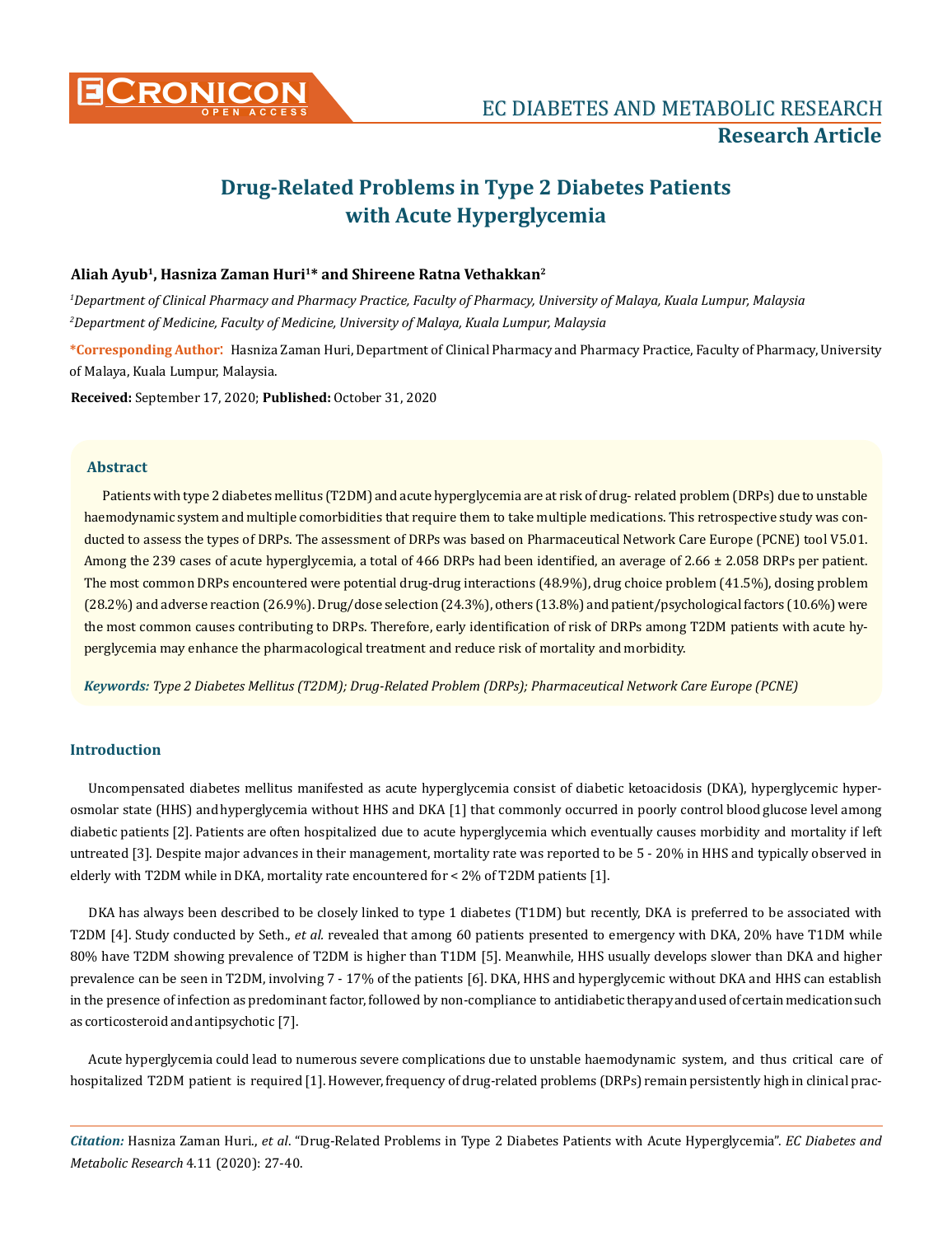Research Article

# Drug-Related Problems in Type 2 Diabetes Patients with Acute Hyperglycemia

**Aliah Ayub[1], Hasniza Zaman Huri[1]* and Shireene Ratna Vethakkan[2]**

*[1]Department of Clinical Pharmacy and Pharmacy Practice, Faculty of Pharmacy, University of Malaya, Kuala Lumpur, Malaysia*

*[2]Department of Medicine, Faculty of Medicine, University of Malaya, Kuala Lumpur, Malaysia*

**\*Corresponding Author**: Hasniza Zaman Huri, Department of Clinical Pharmacy and Pharmacy Practice, Faculty of Pharmacy, University of Malaya, Kuala Lumpur, Malaysia.

**Received:** September 17, 2020; **Published:** October 31, 2020

## Abstract

Patients with type 2 diabetes mellitus (T2DM) and acute hyperglycemia are at risk of drug- related problem (DRPs) due to unstable haemodynamic system and multiple comorbidities that require them to take multiple medications. This retrospective study was conducted to assess the types of DRPs. The assessment of DRPs was based on Pharmaceutical Network Care Europe (PCNE) tool V5.01. Among the 239 cases of acute hyperglycemia, a total of 466 DRPs had been identified, an average of 2.66 ± 2.058 DRPs per patient. The most common DRPs encountered were potential drug-drug interactions (48.9%), drug choice problem (41.5%), dosing problem (28.2%) and adverse reaction (26.9%). Drug/dose selection (24.3%), others (13.8%) and patient/psychological factors (10.6%) were the most common causes contributing to DRPs. Therefore, early identification of risk of DRPs among T2DM patients with acute hyperglycemia may enhance the pharmacological treatment and reduce risk of mortality and morbidity.

***Keywords:*** *Type 2 Diabetes Mellitus (T2DM); Drug-Related Problem (DRPs); Pharmaceutical Network Care Europe (PCNE)*

## Introduction

Uncompensated diabetes mellitus manifested as acute hyperglycemia consist of diabetic ketoacidosis (DKA), hyperglycemic hyperosmolar state (HHS) and hyperglycemia without HHS and DKA [1] that commonly occurred in poorly control blood glucose level among diabetic patients [2]. Patients are often hospitalized due to acute hyperglycemia which eventually causes morbidity and mortality if left untreated [3]. Despite major advances in their management, mortality rate was reported to be 5 - 20% in HHS and typically observed in elderly with T2DM while in DKA, mortality rate encountered for < 2% of T2DM patients [1].

DKA has always been described to be closely linked to type 1 diabetes (T1DM) but recently, DKA is preferred to be associated with T2DM [4]. Study conducted by Seth., *et al.* revealed that among 60 patients presented to emergency with DKA, 20% have T1DM while 80% have T2DM showing prevalence of T2DM is higher than T1DM [5]. Meanwhile, HHS usually develops slower than DKA and higher prevalence can be seen in T2DM, involving 7 - 17% of the patients [6]. DKA, HHS and hyperglycemic without DKA and HHS can establish in the presence of infection as predominant factor, followed by non-compliance to antidiabetic therapy and used of certain medication such as corticosteroid and antipsychotic [7].

Acute hyperglycemia could lead to numerous severe complications due to unstable haemodynamic system, and thus critical care of hospitalized T2DM patient is required [1]. However, frequency of drug-related problems (DRPs) remain persistently high in clinical prac-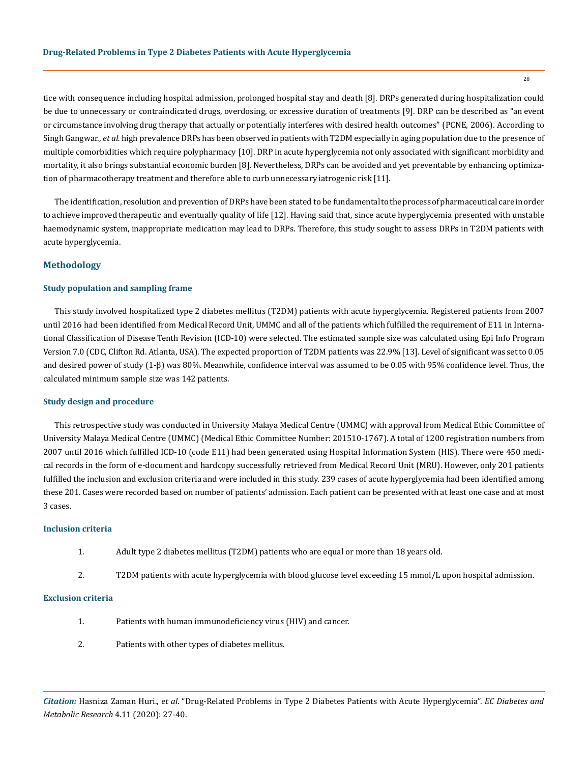tice with consequence including hospital admission, prolonged hospital stay and death [8]. DRPs generated during hospitalization could be due to unnecessary or contraindicated drugs, overdosing, or excessive duration of treatments [9]. DRP can be described as "an event or circumstance involving drug therapy that actually or potentially interferes with desired health outcomes" (PCNE, 2006). According to Singh Gangwar., *et al.* high prevalence DRPs has been observed in patients with T2DM especially in aging population due to the presence of multiple comorbidities which require polypharmacy [10]. DRP in acute hyperglycemia not only associated with significant morbidity and mortality, it also brings substantial economic burden [8]. Nevertheless, DRPs can be avoided and yet preventable by enhancing optimization of pharmacotherapy treatment and therefore able to curb unnecessary iatrogenic risk [11].

The identification, resolution and prevention of DRPs have been stated to be fundamental to the process of pharmaceutical care in order to achieve improved therapeutic and eventually quality of life [12]. Having said that, since acute hyperglycemia presented with unstable haemodynamic system, inappropriate medication may lead to DRPs. Therefore, this study sought to assess DRPs in T2DM patients with acute hyperglycemia.

## Methodology

### Study population and sampling frame

This study involved hospitalized type 2 diabetes mellitus (T2DM) patients with acute hyperglycemia. Registered patients from 2007 until 2016 had been identified from Medical Record Unit, UMMC and all of the patients which fulfilled the requirement of E11 in International Classification of Disease Tenth Revision (ICD-10) were selected. The estimated sample size was calculated using Epi Info Program Version 7.0 (CDC, Clifton Rd. Atlanta, USA). The expected proportion of T2DM patients was 22.9% [13]. Level of significant was set to 0.05 and desired power of study (1-β) was 80%. Meanwhile, confidence interval was assumed to be 0.05 with 95% confidence level. Thus, the calculated minimum sample size was 142 patients.

### Study design and procedure

This retrospective study was conducted in University Malaya Medical Centre (UMMC) with approval from Medical Ethic Committee of University Malaya Medical Centre (UMMC) (Medical Ethic Committee Number: 201510-1767). A total of 1200 registration numbers from 2007 until 2016 which fulfilled ICD-10 (code E11) had been generated using Hospital Information System (HIS). There were 450 medical records in the form of e-document and hardcopy successfully retrieved from Medical Record Unit (MRU). However, only 201 patients fulfilled the inclusion and exclusion criteria and were included in this study. 239 cases of acute hyperglycemia had been identified among these 201. Cases were recorded based on number of patients' admission. Each patient can be presented with at least one case and at most 3 cases.

### Inclusion criteria

1. Adult type 2 diabetes mellitus (T2DM) patients who are equal or more than 18 years old.
2. T2DM patients with acute hyperglycemia with blood glucose level exceeding 15 mmol/L upon hospital admission.

### Exclusion criteria

1. Patients with human immunodeficiency virus (HIV) and cancer.
2. Patients with other types of diabetes mellitus.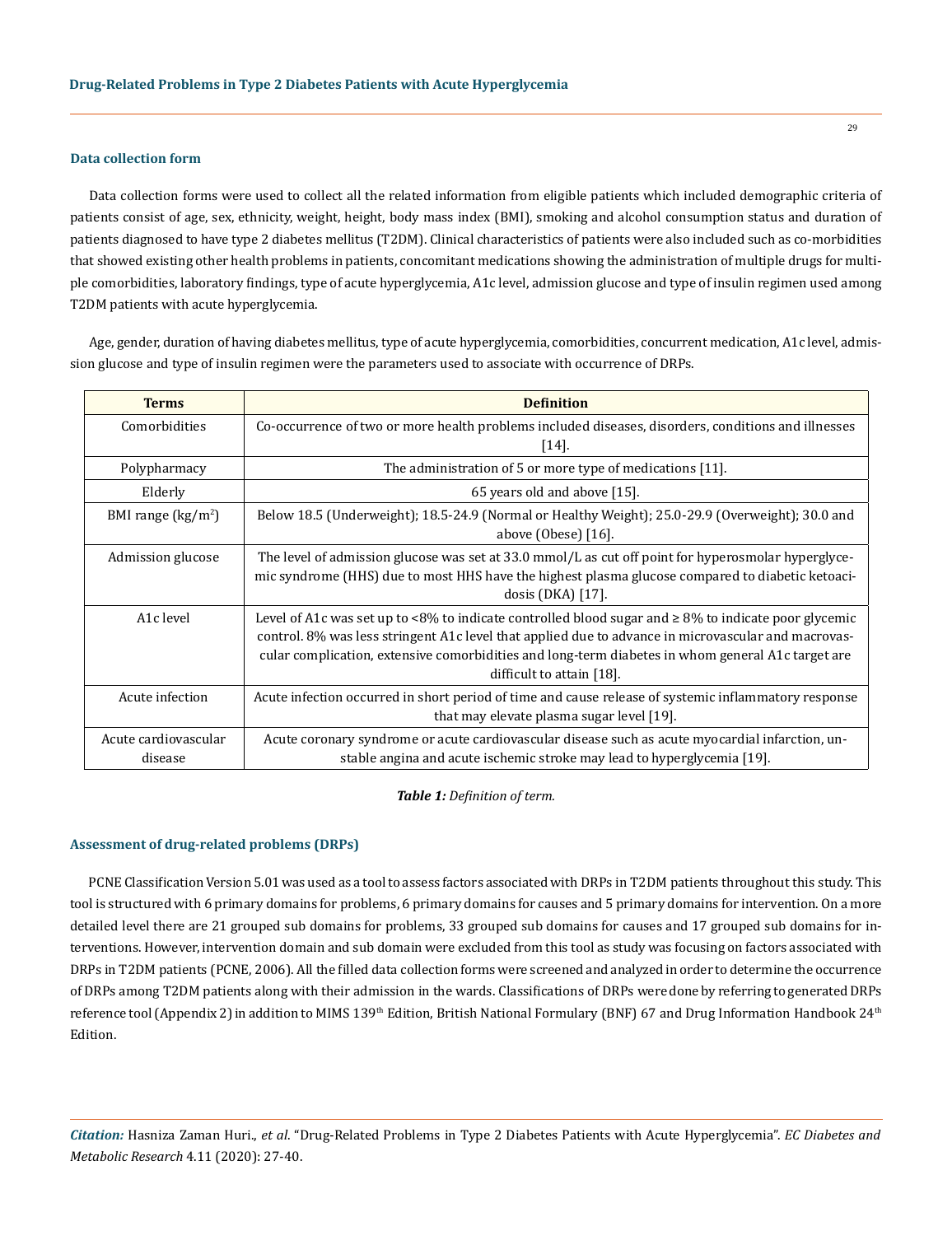### Data collection form

Data collection forms were used to collect all the related information from eligible patients which included demographic criteria of patients consist of age, sex, ethnicity, weight, height, body mass index (BMI), smoking and alcohol consumption status and duration of patients diagnosed to have type 2 diabetes mellitus (T2DM). Clinical characteristics of patients were also included such as co-morbidities that showed existing other health problems in patients, concomitant medications showing the administration of multiple drugs for multiple comorbidities, laboratory findings, type of acute hyperglycemia, A1c level, admission glucose and type of insulin regimen used among T2DM patients with acute hyperglycemia.

Age, gender, duration of having diabetes mellitus, type of acute hyperglycemia, comorbidities, concurrent medication, A1c level, admission glucose and type of insulin regimen were the parameters used to associate with occurrence of DRPs.

| Terms | Definition |
|---|---|
| Comorbidities | Co-occurrence of two or more health problems included diseases, disorders, conditions and illnesses [14]. |
| Polypharmacy | The administration of 5 or more type of medications [11]. |
| Elderly | 65 years old and above [15]. |
| BMI range ($kg/m^2$) | Below 18.5 (Underweight); 18.5-24.9 (Normal or Healthy Weight); 25.0-29.9 (Overweight); 30.0 and above (Obese) [16]. |
| Admission glucose | The level of admission glucose was set at 33.0 mmol/L as cut off point for hyperosmolar hyperglycemic syndrome (HHS) due to most HHS have the highest plasma glucose compared to diabetic ketoacidosis (DKA) [17]. |
| A1c level | Level of A1c was set up to <8% to indicate controlled blood sugar and ≥ 8% to indicate poor glycemic control. 8% was less stringent A1c level that applied due to advance in microvascular and macrovascular complication, extensive comorbidities and long-term diabetes in whom general A1c target are difficult to attain [18]. |
| Acute infection | Acute infection occurred in short period of time and cause release of systemic inflammatory response that may elevate plasma sugar level [19]. |
| Acute cardiovascular disease | Acute coronary syndrome or acute cardiovascular disease such as acute myocardial infarction, unstable angina and acute ischemic stroke may lead to hyperglycemia [19]. |

***Table 1:*** *Definition of term.*

### Assessment of drug-related problems (DRPs)

PCNE Classification Version 5.01 was used as a tool to assess factors associated with DRPs in T2DM patients throughout this study. This tool is structured with 6 primary domains for problems, 6 primary domains for causes and 5 primary domains for intervention. On a more detailed level there are 21 grouped sub domains for problems, 33 grouped sub domains for causes and 17 grouped sub domains for interventions. However, intervention domain and sub domain were excluded from this tool as study was focusing on factors associated with DRPs in T2DM patients (PCNE, 2006). All the filled data collection forms were screened and analyzed in order to determine the occurrence of DRPs among T2DM patients along with their admission in the wards. Classifications of DRPs were done by referring to generated DRPs reference tool (Appendix 2) in addition to MIMS 139th Edition, British National Formulary (BNF) 67 and Drug Information Handbook 24th Edition.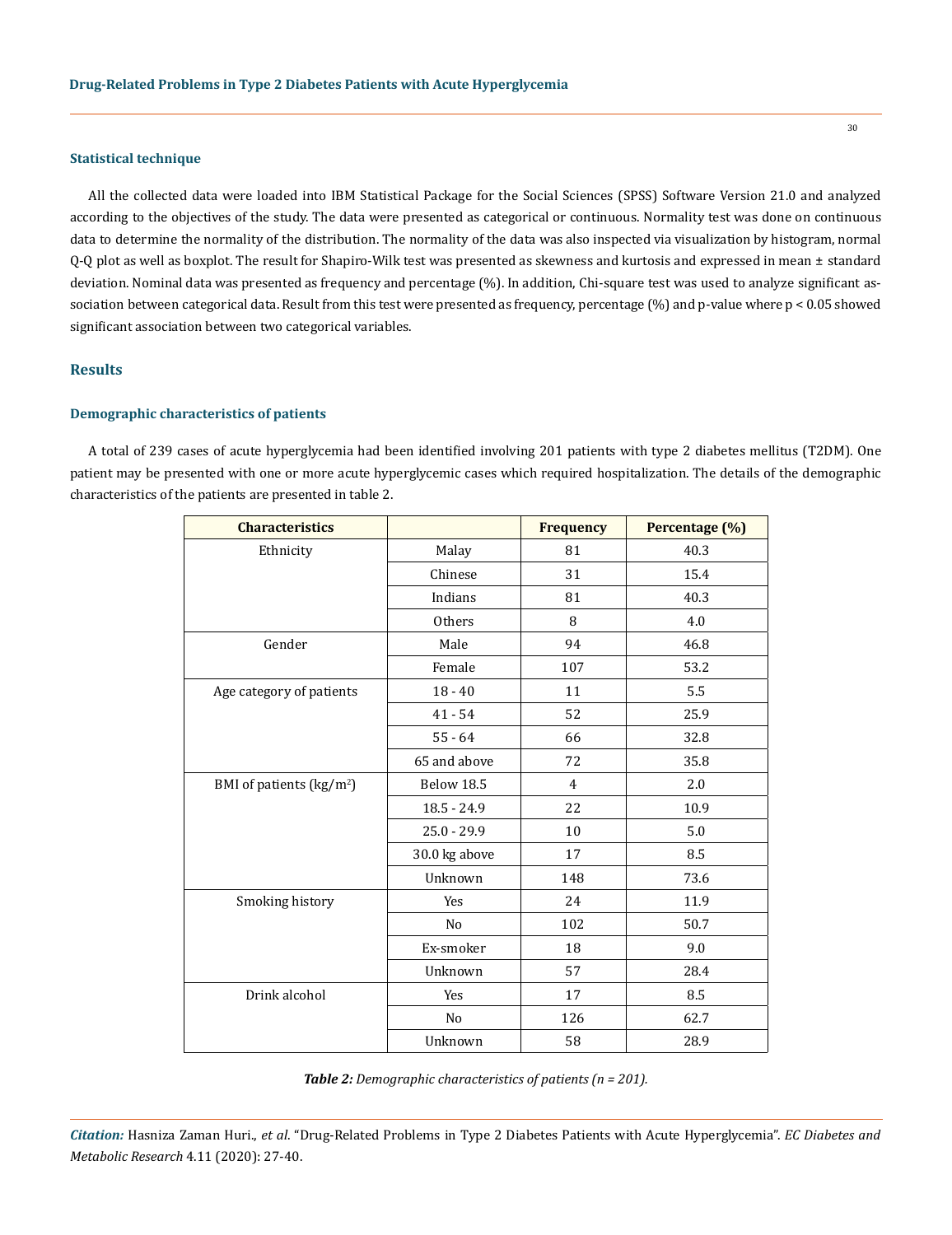### Statistical technique

All the collected data were loaded into IBM Statistical Package for the Social Sciences (SPSS) Software Version 21.0 and analyzed according to the objectives of the study. The data were presented as categorical or continuous. Normality test was done on continuous data to determine the normality of the distribution. The normality of the data was also inspected via visualization by histogram, normal Q-Q plot as well as boxplot. The result for Shapiro-Wilk test was presented as skewness and kurtosis and expressed in mean ± standard deviation. Nominal data was presented as frequency and percentage (%). In addition, Chi-square test was used to analyze significant association between categorical data. Result from this test were presented as frequency, percentage (%) and p-value where $p < 0.05$ showed significant association between two categorical variables.

## Results

### Demographic characteristics of patients

A total of 239 cases of acute hyperglycemia had been identified involving 201 patients with type 2 diabetes mellitus (T2DM). One patient may be presented with one or more acute hyperglycemic cases which required hospitalization. The details of the demographic characteristics of the patients are presented in table 2.

| Characteristics | | Frequency | Percentage (%) |
|---|---|---|---|
| Ethnicity | Malay | 81 | 40.3 |
| | Chinese | 31 | 15.4 |
| | Indians | 81 | 40.3 |
| | Others | 8 | 4.0 |
| Gender | Male | 94 | 46.8 |
| | Female | 107 | 53.2 |
| Age category of patients | 18 - 40 | 11 | 5.5 |
| | 41 - 54 | 52 | 25.9 |
| | 55 - 64 | 66 | 32.8 |
| | 65 and above | 72 | 35.8 |
| BMI of patients ($kg/m^2$) | Below 18.5 | 4 | 2.0 |
| | 18.5 - 24.9 | 22 | 10.9 |
| | 25.0 - 29.9 | 10 | 5.0 |
| | 30.0 kg above | 17 | 8.5 |
| | Unknown | 148 | 73.6 |
| Smoking history | Yes | 24 | 11.9 |
| | No | 102 | 50.7 |
| | Ex-smoker | 18 | 9.0 |
| | Unknown | 57 | 28.4 |
| Drink alcohol | Yes | 17 | 8.5 |
| | No | 126 | 62.7 |
| | Unknown | 58 | 28.9 |

***Table 2:*** *Demographic characteristics of patients (n = 201).*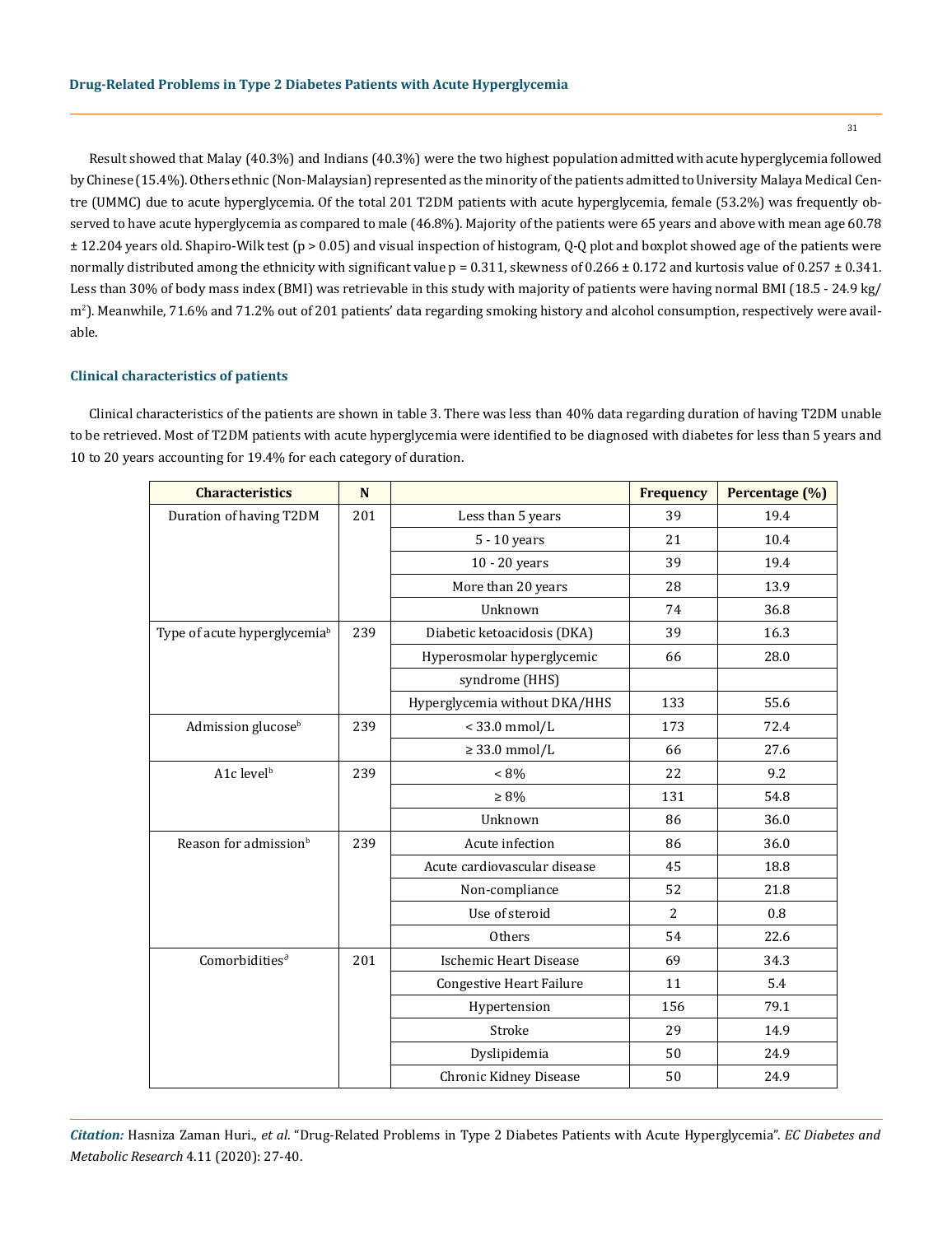Result showed that Malay (40.3%) and Indians (40.3%) were the two highest population admitted with acute hyperglycemia followed by Chinese (15.4%). Others ethnic (Non-Malaysian) represented as the minority of the patients admitted to University Malaya Medical Centre (UMMC) due to acute hyperglycemia. Of the total 201 T2DM patients with acute hyperglycemia, female (53.2%) was frequently observed to have acute hyperglycemia as compared to male (46.8%). Majority of the patients were 65 years and above with mean age 60.78 ± 12.204 years old. Shapiro-Wilk test ($p > 0.05$) and visual inspection of histogram, Q-Q plot and boxplot showed age of the patients were normally distributed among the ethnicity with significant value $p = 0.311$, skewness of 0.266 ± 0.172 and kurtosis value of 0.257 ± 0.341. Less than 30% of body mass index (BMI) was retrievable in this study with majority of patients were having normal BMI (18.5 - 24.9 kg/m$^2$). Meanwhile, 71.6% and 71.2% out of 201 patients' data regarding smoking history and alcohol consumption, respectively were available.

### Clinical characteristics of patients

Clinical characteristics of the patients are shown in table 3. There was less than 40% data regarding duration of having T2DM unable to be retrieved. Most of T2DM patients with acute hyperglycemia were identified to be diagnosed with diabetes for less than 5 years and 10 to 20 years accounting for 19.4% for each category of duration.

| Characteristics | N | | Frequency | Percentage (%) |
|---|---|---|---|---|
| Duration of having T2DM | 201 | Less than 5 years | 39 | 19.4 |
| | | 5 - 10 years | 21 | 10.4 |
| | | 10 - 20 years | 39 | 19.4 |
| | | More than 20 years | 28 | 13.9 |
| | | Unknown | 74 | 36.8 |
| Type of acute hyperglycemia[b] | 239 | Diabetic ketoacidosis (DKA) | 39 | 16.3 |
| | | Hyperosmolar hyperglycemic syndrome (HHS) | 66 | 28.0 |
| | | Hyperglycemia without DKA/HHS | 133 | 55.6 |
| Admission glucose[b] | 239 | < 33.0 mmol/L | 173 | 72.4 |
| | | ≥ 33.0 mmol/L | 66 | 27.6 |
| A1c level[b] | 239 | < 8% | 22 | 9.2 |
| | | ≥ 8% | 131 | 54.8 |
| | | Unknown | 86 | 36.0 |
| Reason for admission[b] | 239 | Acute infection | 86 | 36.0 |
| | | Acute cardiovascular disease | 45 | 18.8 |
| | | Non-compliance | 52 | 21.8 |
| | | Use of steroid | 2 | 0.8 |
| | | Others | 54 | 22.6 |
| Comorbidities[a] | 201 | Ischemic Heart Disease | 69 | 34.3 |
| | | Congestive Heart Failure | 11 | 5.4 |
| | | Hypertension | 156 | 79.1 |
| | | Stroke | 29 | 14.9 |
| | | Dyslipidemia | 50 | 24.9 |
| | | Chronic Kidney Disease | 50 | 24.9 |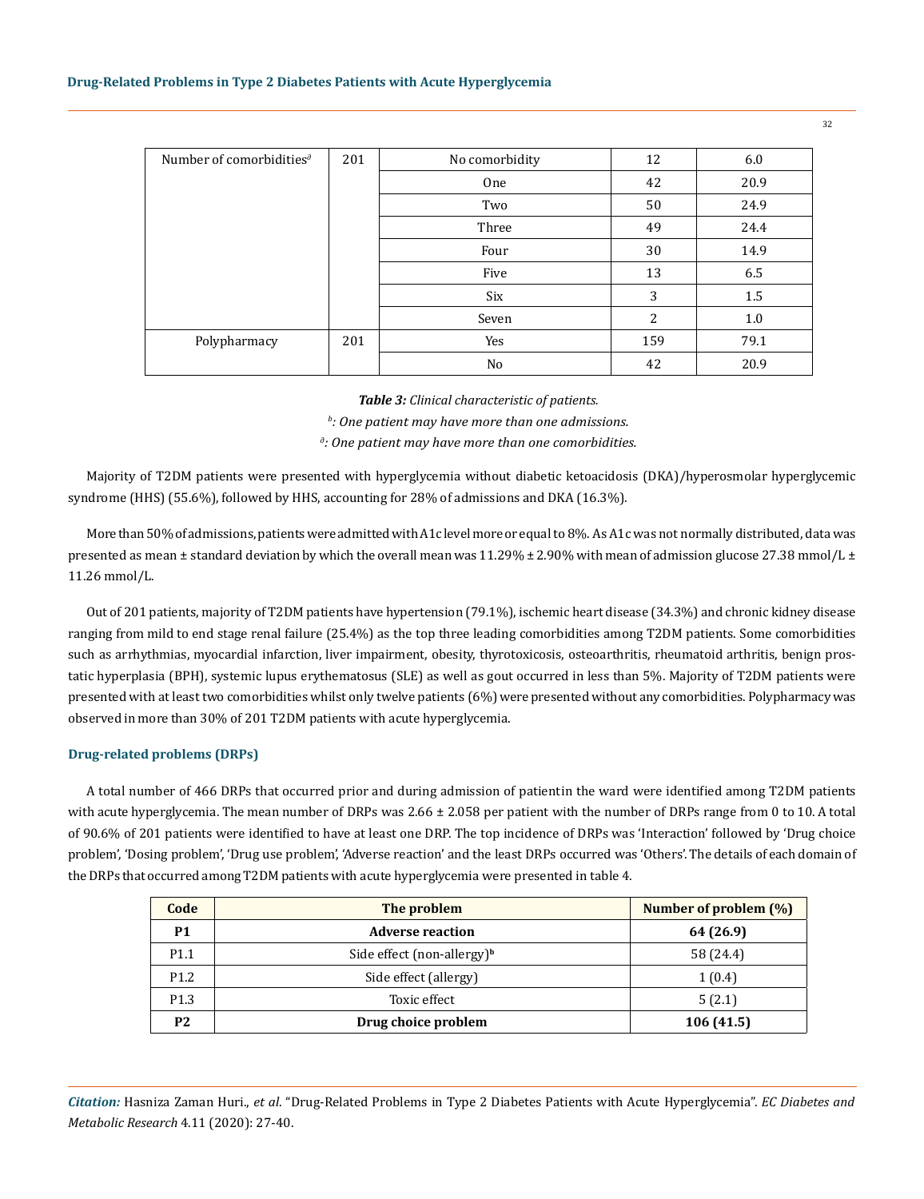| Number of comorbidities[a] | 201 | No comorbidity | 12 | 6.0 |
|---|---|---|---|---|
| | | One | 42 | 20.9 |
| | | Two | 50 | 24.9 |
| | | Three | 49 | 24.4 |
| | | Four | 30 | 14.9 |
| | | Five | 13 | 6.5 |
| | | Six | 3 | 1.5 |
| | | Seven | 2 | 1.0 |
| Polypharmacy | 201 | Yes | 159 | 79.1 |
| | | No | 42 | 20.9 |

***Table 3:** Clinical characteristic of patients.*

*[b]: One patient may have more than one admissions.*

*[a]: One patient may have more than one comorbidities.*

Majority of T2DM patients were presented with hyperglycemia without diabetic ketoacidosis (DKA)/hyperosmolar hyperglycemic syndrome (HHS) (55.6%), followed by HHS, accounting for 28% of admissions and DKA (16.3%).

More than 50% of admissions, patients were admitted with A1c level more or equal to 8%. As A1c was not normally distributed, data was presented as mean ± standard deviation by which the overall mean was 11.29% ± 2.90% with mean of admission glucose 27.38 mmol/L ± 11.26 mmol/L.

Out of 201 patients, majority of T2DM patients have hypertension (79.1%), ischemic heart disease (34.3%) and chronic kidney disease ranging from mild to end stage renal failure (25.4%) as the top three leading comorbidities among T2DM patients. Some comorbidities such as arrhythmias, myocardial infarction, liver impairment, obesity, thyrotoxicosis, osteoarthritis, rheumatoid arthritis, benign prostatic hyperplasia (BPH), systemic lupus erythematosus (SLE) as well as gout occurred in less than 5%. Majority of T2DM patients were presented with at least two comorbidities whilst only twelve patients (6%) were presented without any comorbidities. Polypharmacy was observed in more than 30% of 201 T2DM patients with acute hyperglycemia.

### Drug-related problems (DRPs)

A total number of 466 DRPs that occurred prior and during admission of patientin the ward were identified among T2DM patients with acute hyperglycemia. The mean number of DRPs was 2.66 ± 2.058 per patient with the number of DRPs range from 0 to 10. A total of 90.6% of 201 patients were identified to have at least one DRP. The top incidence of DRPs was 'Interaction' followed by 'Drug choice problem', 'Dosing problem', 'Drug use problem', 'Adverse reaction' and the least DRPs occurred was 'Others'. The details of each domain of the DRPs that occurred among T2DM patients with acute hyperglycemia were presented in table 4.

| Code | The problem | Number of problem (%) |
|---|---|---|
| **P1** | **Adverse reaction** | **64 (26.9)** |
| P1.1 | Side effect (non-allergy)[b] | 58 (24.4) |
| P1.2 | Side effect (allergy) | 1 (0.4) |
| P1.3 | Toxic effect | 5 (2.1) |
| **P2** | **Drug choice problem** | **106 (41.5)** |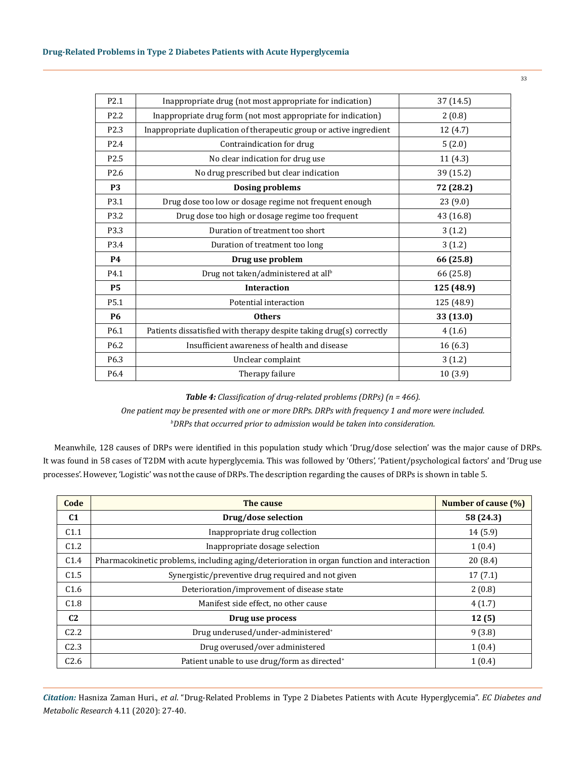| | | |
|---|---|---|
| P2.1 | Inappropriate drug (not most appropriate for indication) | 37 (14.5) |
| P2.2 | Inappropriate drug form (not most appropriate for indication) | 2 (0.8) |
| P2.3 | Inappropriate duplication of therapeutic group or active ingredient | 12 (4.7) |
| P2.4 | Contraindication for drug | 5 (2.0) |
| P2.5 | No clear indication for drug use | 11 (4.3) |
| P2.6 | No drug prescribed but clear indication | 39 (15.2) |
| **P3** | **Dosing problems** | **72 (28.2)** |
| P3.1 | Drug dose too low or dosage regime not frequent enough | 23 (9.0) |
| P3.2 | Drug dose too high or dosage regime too frequent | 43 (16.8) |
| P3.3 | Duration of treatment too short | 3 (1.2) |
| P3.4 | Duration of treatment too long | 3 (1.2) |
| **P4** | **Drug use problem** | **66 (25.8)** |
| P4.1 | Drug not taken/administered at all[b] | 66 (25.8) |
| **P5** | **Interaction** | **125 (48.9)** |
| P5.1 | Potential interaction | 125 (48.9) |
| **P6** | **Others** | **33 (13.0)** |
| P6.1 | Patients dissatisfied with therapy despite taking drug(s) correctly | 4 (1.6) |
| P6.2 | Insufficient awareness of health and disease | 16 (6.3) |
| P6.3 | Unclear complaint | 3 (1.2) |
| P6.4 | Therapy failure | 10 (3.9) |

***Table 4:** Classification of drug-related problems (DRPs) (n = 466).*

*One patient may be presented with one or more DRPs. DRPs with frequency 1 and more were included.*

*[b]DRPs that occurred prior to admission would be taken into consideration.*

Meanwhile, 128 causes of DRPs were identified in this population study which 'Drug/dose selection' was the major cause of DRPs. It was found in 58 cases of T2DM with acute hyperglycemia. This was followed by 'Others', 'Patient/psychological factors' and 'Drug use processes'. However, 'Logistic' was not the cause of DRPs. The description regarding the causes of DRPs is shown in table 5.

| Code | The cause | Number of cause (%) |
|---|---|---|
| **C1** | **Drug/dose selection** | **58 (24.3)** |
| C1.1 | Inappropriate drug collection | 14 (5.9) |
| C1.2 | Inappropriate dosage selection | 1 (0.4) |
| C1.4 | Pharmacokinetic problems, including aging/deterioration in organ function and interaction | 20 (8.4) |
| C1.5 | Synergistic/preventive drug required and not given | 17 (7.1) |
| C1.6 | Deterioration/improvement of disease state | 2 (0.8) |
| C1.8 | Manifest side effect, no other cause | 4 (1.7) |
| **C2** | **Drug use process** | **12 (5)** |
| C2.2 | Drug underused/under-administered[+] | 9 (3.8) |
| C2.3 | Drug overused/over administered | 1 (0.4) |
| C2.6 | Patient unable to use drug/form as directed[+] | 1 (0.4) |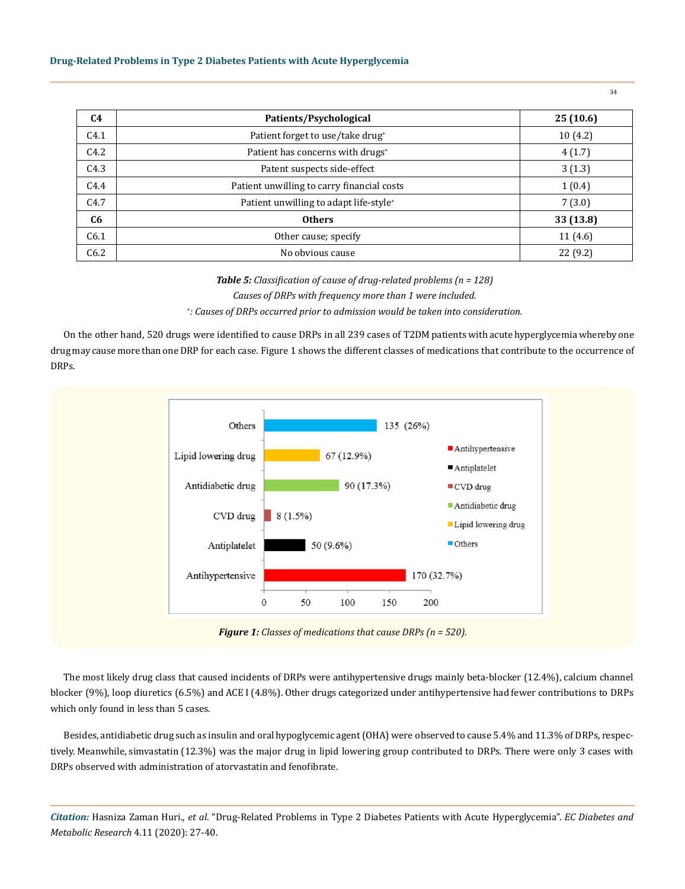| C4 | Patients/Psychological | 25 (10.6) |
|---|---|---|
| C4.1 | Patient forget to use/take drug+ | 10 (4.2) |
| C4.2 | Patient has concerns with drugs+ | 4 (1.7) |
| C4.3 | Patent suspects side-effect | 3 (1.3) |
| C4.4 | Patient unwilling to carry financial costs | 1 (0.4) |
| C4.7 | Patient unwilling to adapt life-style+ | 7 (3.0) |
| **C6** | **Others** | **33 (13.8)** |
| C6.1 | Other cause; specify | 11 (4.6) |
| C6.2 | No obvious cause | 22 (9.2) |

***Table 5:** Classification of cause of drug-related problems (n = 128)*

*Causes of DRPs with frequency more than 1 were included.*

*+: Causes of DRPs occurred prior to admission would be taken into consideration.*

On the other hand, 520 drugs were identified to cause DRPs in all 239 cases of T2DM patients with acute hyperglycemia whereby one drug may cause more than one DRP for each case. Figure 1 shows the different classes of medications that contribute to the occurrence of DRPs.

| Class | Number (%) |
|---|---|
| Others | 135 (26%) |
| Lipid lowering drug | 67 (12.9%) |
| Antidiabetic drug | 90 (17.3%) |
| CVD drug | 8 (1.5%) |
| Antiplatelet | 50 (9.6%) |
| Antihypertensive | 170 (32.7%) |

***Figure 1:** Classes of medications that cause DRPs (n = 520).*

The most likely drug class that caused incidents of DRPs were antihypertensive drugs mainly beta-blocker (12.4%), calcium channel blocker (9%), loop diuretics (6.5%) and ACE I (4.8%). Other drugs categorized under antihypertensive had fewer contributions to DRPs which only found in less than 5 cases.

Besides, antidiabetic drug such as insulin and oral hypoglycemic agent (OHA) were observed to cause 5.4% and 11.3% of DRPs, respectively. Meanwhile, simvastatin (12.3%) was the major drug in lipid lowering group contributed to DRPs. There were only 3 cases with DRPs observed with administration of atorvastatin and fenofibrate.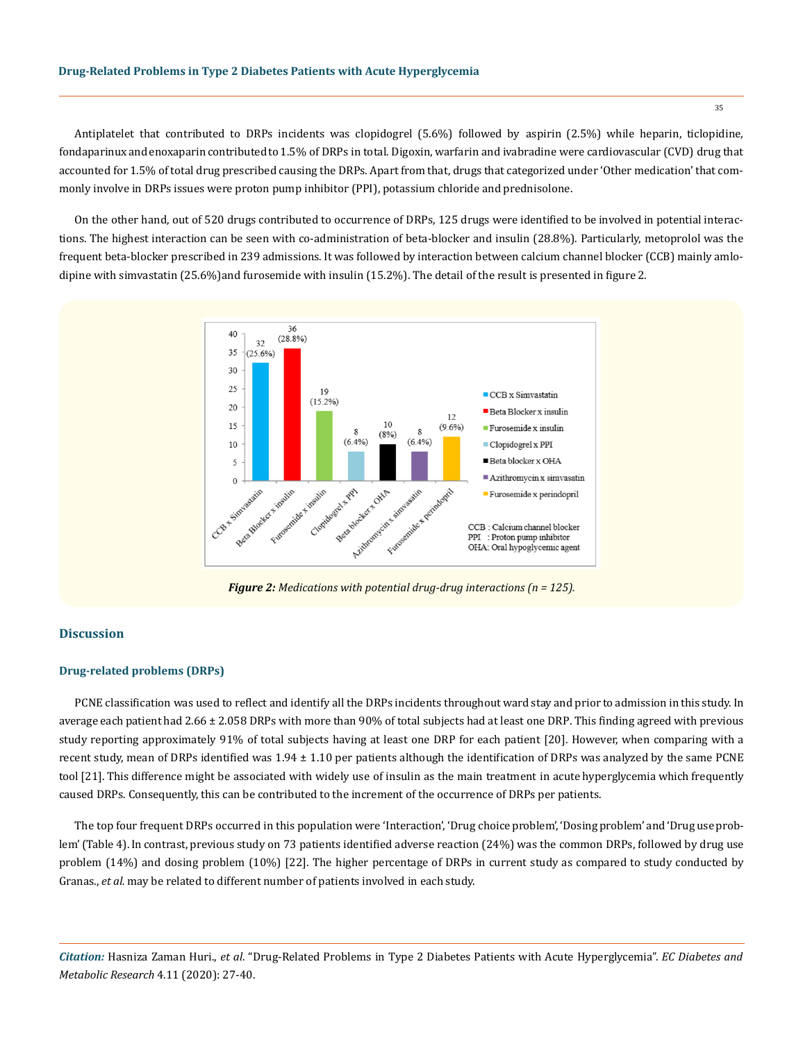Antiplatelet that contributed to DRPs incidents was clopidogrel (5.6%) followed by aspirin (2.5%) while heparin, ticlopidine, fondaparinux and enoxaparin contributed to 1.5% of DRPs in total. Digoxin, warfarin and ivabradine were cardiovascular (CVD) drug that accounted for 1.5% of total drug prescribed causing the DRPs. Apart from that, drugs that categorized under 'Other medication' that commonly involve in DRPs issues were proton pump inhibitor (PPI), potassium chloride and prednisolone.

On the other hand, out of 520 drugs contributed to occurrence of DRPs, 125 drugs were identified to be involved in potential interactions. The highest interaction can be seen with co-administration of beta-blocker and insulin (28.8%). Particularly, metoprolol was the frequent beta-blocker prescribed in 239 admissions. It was followed by interaction between calcium channel blocker (CCB) mainly amlodipine with simvastatin (25.6%)and furosemide with insulin (15.2%). The detail of the result is presented in figure 2.

***Figure 2:*** *Medications with potential drug-drug interactions (n = 125).*

## Discussion

### Drug-related problems (DRPs)

PCNE classification was used to reflect and identify all the DRPs incidents throughout ward stay and prior to admission in this study. In average each patient had 2.66 ± 2.058 DRPs with more than 90% of total subjects had at least one DRP. This finding agreed with previous study reporting approximately 91% of total subjects having at least one DRP for each patient [20]. However, when comparing with a recent study, mean of DRPs identified was 1.94 ± 1.10 per patients although the identification of DRPs was analyzed by the same PCNE tool [21]. This difference might be associated with widely use of insulin as the main treatment in acute hyperglycemia which frequently caused DRPs. Consequently, this can be contributed to the increment of the occurrence of DRPs per patients.

The top four frequent DRPs occurred in this population were 'Interaction', 'Drug choice problem', 'Dosing problem' and 'Drug use problem' (Table 4). In contrast, previous study on 73 patients identified adverse reaction (24%) was the common DRPs, followed by drug use problem (14%) and dosing problem (10%) [22]. The higher percentage of DRPs in current study as compared to study conducted by Granas., *et al.* may be related to different number of patients involved in each study.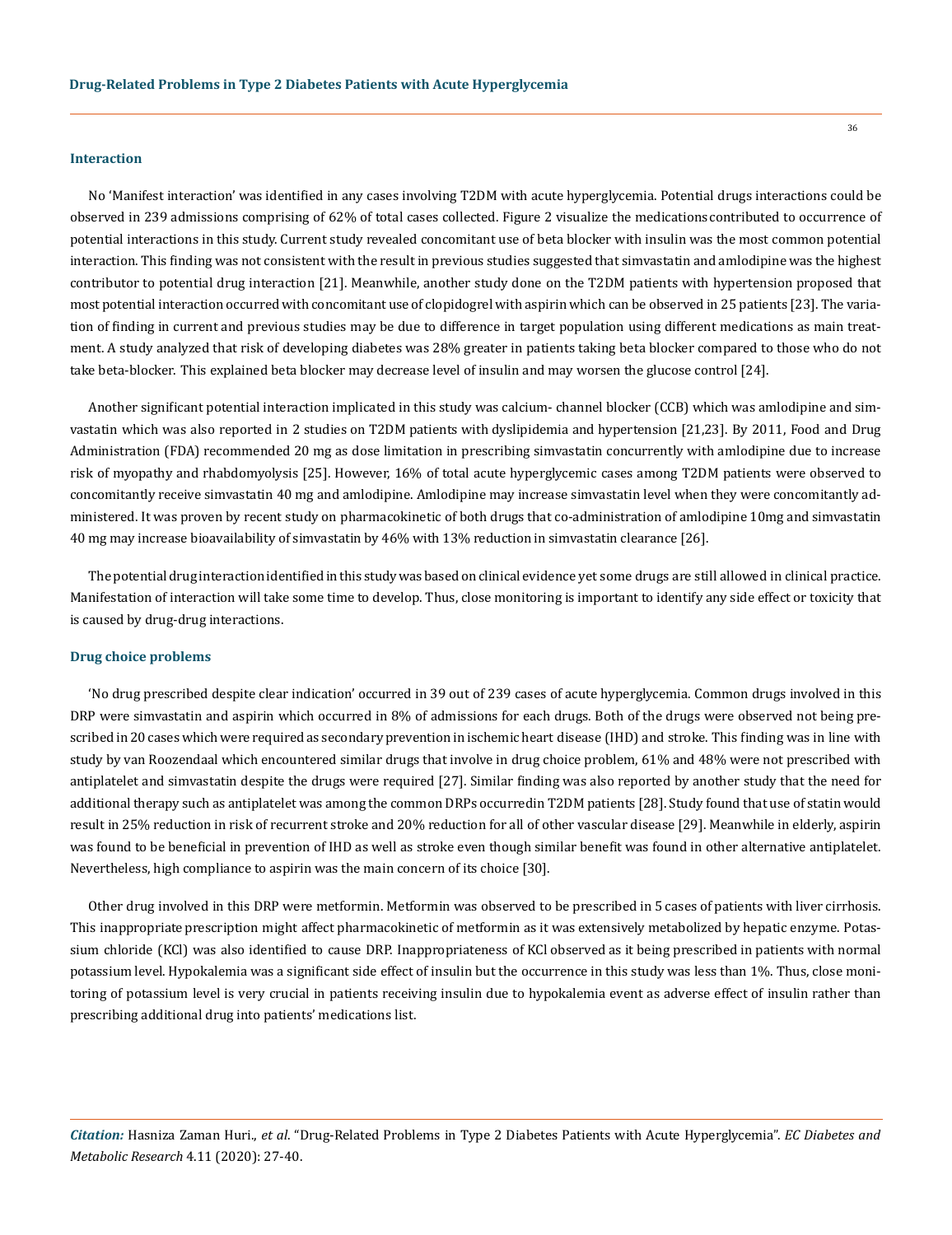### Interaction

No 'Manifest interaction' was identified in any cases involving T2DM with acute hyperglycemia. Potential drugs interactions could be observed in 239 admissions comprising of 62% of total cases collected. Figure 2 visualize the medications contributed to occurrence of potential interactions in this study. Current study revealed concomitant use of beta blocker with insulin was the most common potential interaction. This finding was not consistent with the result in previous studies suggested that simvastatin and amlodipine was the highest contributor to potential drug interaction [21]. Meanwhile, another study done on the T2DM patients with hypertension proposed that most potential interaction occurred with concomitant use of clopidogrel with aspirin which can be observed in 25 patients [23]. The variation of finding in current and previous studies may be due to difference in target population using different medications as main treatment. A study analyzed that risk of developing diabetes was 28% greater in patients taking beta blocker compared to those who do not take beta-blocker. This explained beta blocker may decrease level of insulin and may worsen the glucose control [24].

Another significant potential interaction implicated in this study was calcium- channel blocker (CCB) which was amlodipine and simvastatin which was also reported in 2 studies on T2DM patients with dyslipidemia and hypertension [21,23]. By 2011, Food and Drug Administration (FDA) recommended 20 mg as dose limitation in prescribing simvastatin concurrently with amlodipine due to increase risk of myopathy and rhabdomyolysis [25]. However, 16% of total acute hyperglycemic cases among T2DM patients were observed to concomitantly receive simvastatin 40 mg and amlodipine. Amlodipine may increase simvastatin level when they were concomitantly administered. It was proven by recent study on pharmacokinetic of both drugs that co-administration of amlodipine 10mg and simvastatin 40 mg may increase bioavailability of simvastatin by 46% with 13% reduction in simvastatin clearance [26].

The potential drug interaction identified in this study was based on clinical evidence yet some drugs are still allowed in clinical practice. Manifestation of interaction will take some time to develop. Thus, close monitoring is important to identify any side effect or toxicity that is caused by drug-drug interactions.

### Drug choice problems

'No drug prescribed despite clear indication' occurred in 39 out of 239 cases of acute hyperglycemia. Common drugs involved in this DRP were simvastatin and aspirin which occurred in 8% of admissions for each drugs. Both of the drugs were observed not being prescribed in 20 cases which were required as secondary prevention in ischemic heart disease (IHD) and stroke. This finding was in line with study by van Roozendaal which encountered similar drugs that involve in drug choice problem, 61% and 48% were not prescribed with antiplatelet and simvastatin despite the drugs were required [27]. Similar finding was also reported by another study that the need for additional therapy such as antiplatelet was among the common DRPs occurredin T2DM patients [28]. Study found that use of statin would result in 25% reduction in risk of recurrent stroke and 20% reduction for all of other vascular disease [29]. Meanwhile in elderly, aspirin was found to be beneficial in prevention of IHD as well as stroke even though similar benefit was found in other alternative antiplatelet. Nevertheless, high compliance to aspirin was the main concern of its choice [30].

Other drug involved in this DRP were metformin. Metformin was observed to be prescribed in 5 cases of patients with liver cirrhosis. This inappropriate prescription might affect pharmacokinetic of metformin as it was extensively metabolized by hepatic enzyme. Potassium chloride (KCl) was also identified to cause DRP. Inappropriateness of KCl observed as it being prescribed in patients with normal potassium level. Hypokalemia was a significant side effect of insulin but the occurrence in this study was less than 1%. Thus, close monitoring of potassium level is very crucial in patients receiving insulin due to hypokalemia event as adverse effect of insulin rather than prescribing additional drug into patients' medications list.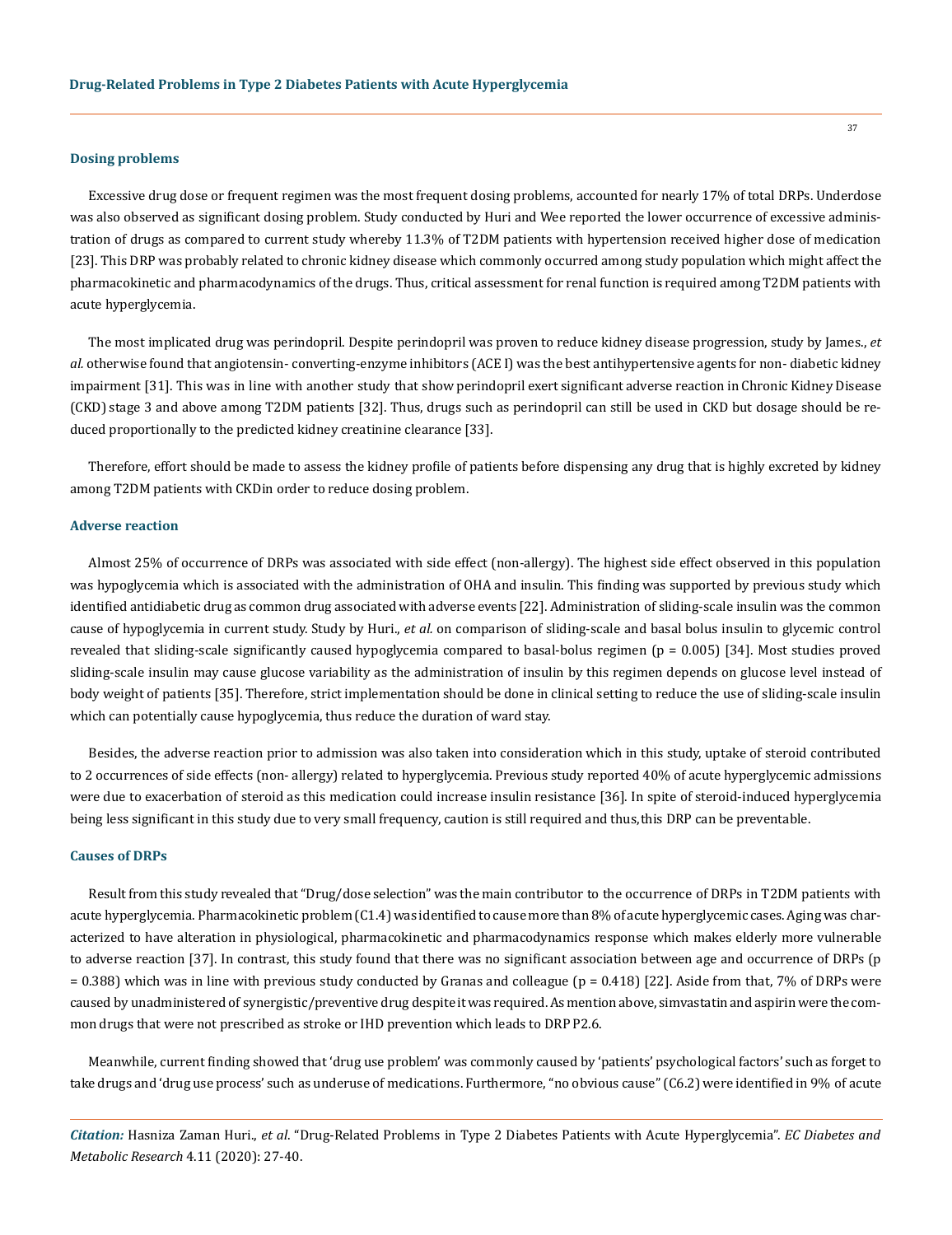### Dosing problems

Excessive drug dose or frequent regimen was the most frequent dosing problems, accounted for nearly 17% of total DRPs. Underdose was also observed as significant dosing problem. Study conducted by Huri and Wee reported the lower occurrence of excessive administration of drugs as compared to current study whereby 11.3% of T2DM patients with hypertension received higher dose of medication [23]. This DRP was probably related to chronic kidney disease which commonly occurred among study population which might affect the pharmacokinetic and pharmacodynamics of the drugs. Thus, critical assessment for renal function is required among T2DM patients with acute hyperglycemia.

The most implicated drug was perindopril. Despite perindopril was proven to reduce kidney disease progression, study by James., *et al.* otherwise found that angiotensin- converting-enzyme inhibitors (ACE I) was the best antihypertensive agents for non- diabetic kidney impairment [31]. This was in line with another study that show perindopril exert significant adverse reaction in Chronic Kidney Disease (CKD) stage 3 and above among T2DM patients [32]. Thus, drugs such as perindopril can still be used in CKD but dosage should be reduced proportionally to the predicted kidney creatinine clearance [33].

Therefore, effort should be made to assess the kidney profile of patients before dispensing any drug that is highly excreted by kidney among T2DM patients with CKDin order to reduce dosing problem.

### Adverse reaction

Almost 25% of occurrence of DRPs was associated with side effect (non-allergy). The highest side effect observed in this population was hypoglycemia which is associated with the administration of OHA and insulin. This finding was supported by previous study which identified antidiabetic drug as common drug associated with adverse events [22]. Administration of sliding-scale insulin was the common cause of hypoglycemia in current study. Study by Huri., *et al.* on comparison of sliding-scale and basal bolus insulin to glycemic control revealed that sliding-scale significantly caused hypoglycemia compared to basal-bolus regimen ($p = 0.005$) [34]. Most studies proved sliding-scale insulin may cause glucose variability as the administration of insulin by this regimen depends on glucose level instead of body weight of patients [35]. Therefore, strict implementation should be done in clinical setting to reduce the use of sliding-scale insulin which can potentially cause hypoglycemia, thus reduce the duration of ward stay.

Besides, the adverse reaction prior to admission was also taken into consideration which in this study, uptake of steroid contributed to 2 occurrences of side effects (non- allergy) related to hyperglycemia. Previous study reported 40% of acute hyperglycemic admissions were due to exacerbation of steroid as this medication could increase insulin resistance [36]. In spite of steroid-induced hyperglycemia being less significant in this study due to very small frequency, caution is still required and thus,this DRP can be preventable.

### Causes of DRPs

Result from this study revealed that "Drug/dose selection" was the main contributor to the occurrence of DRPs in T2DM patients with acute hyperglycemia. Pharmacokinetic problem (C1.4) was identified to cause more than 8% of acute hyperglycemic cases. Aging was characterized to have alteration in physiological, pharmacokinetic and pharmacodynamics response which makes elderly more vulnerable to adverse reaction [37]. In contrast, this study found that there was no significant association between age and occurrence of DRPs ($p = 0.388$) which was in line with previous study conducted by Granas and colleague ($p = 0.418$) [22]. Aside from that, 7% of DRPs were caused by unadministered of synergistic/preventive drug despite it was required. As mention above, simvastatin and aspirin were the common drugs that were not prescribed as stroke or IHD prevention which leads to DRP P2.6.

Meanwhile, current finding showed that 'drug use problem' was commonly caused by 'patients' psychological factors' such as forget to take drugs and 'drug use process' such as underuse of medications. Furthermore, "no obvious cause" (C6.2) were identified in 9% of acute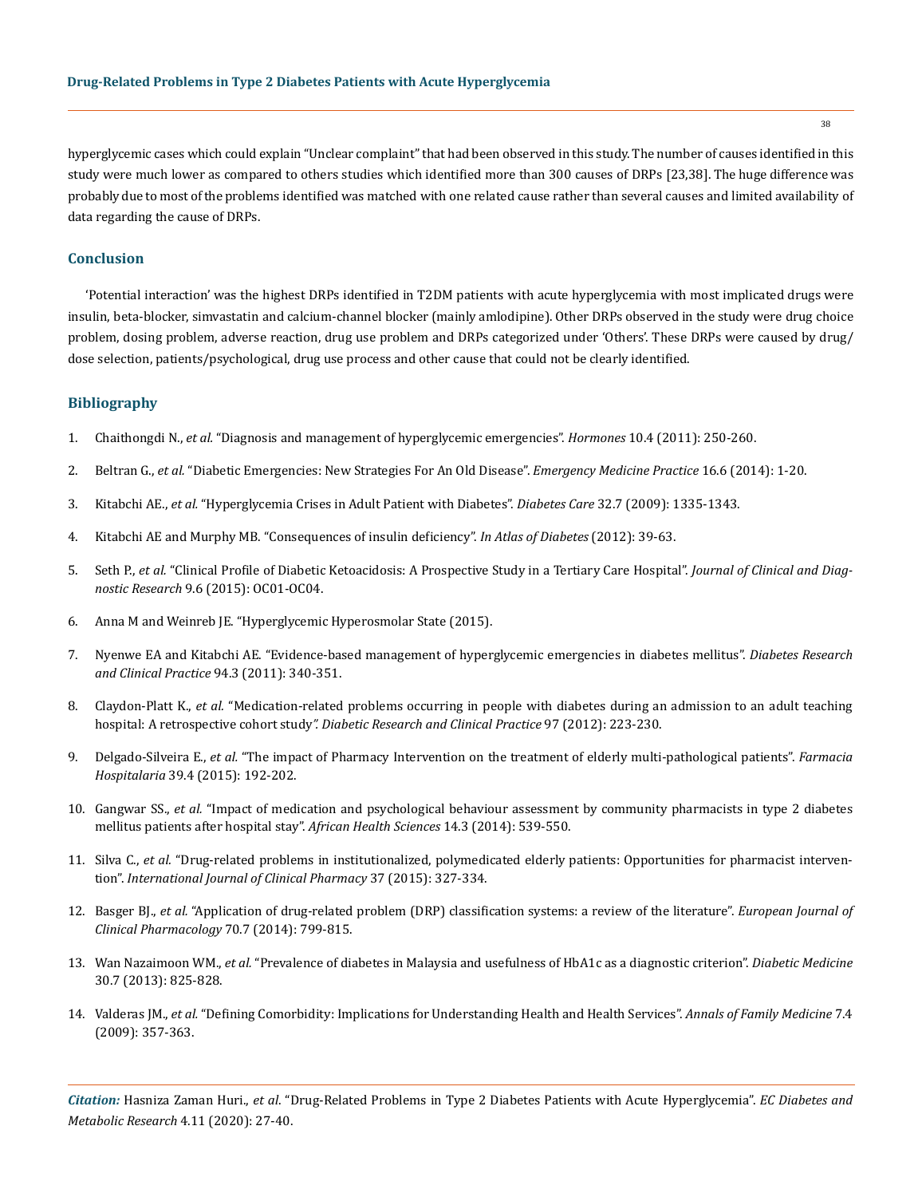hyperglycemic cases which could explain "Unclear complaint" that had been observed in this study. The number of causes identified in this study were much lower as compared to others studies which identified more than 300 causes of DRPs [23,38]. The huge difference was probably due to most of the problems identified was matched with one related cause rather than several causes and limited availability of data regarding the cause of DRPs.

## Conclusion

'Potential interaction' was the highest DRPs identified in T2DM patients with acute hyperglycemia with most implicated drugs were insulin, beta-blocker, simvastatin and calcium-channel blocker (mainly amlodipine). Other DRPs observed in the study were drug choice problem, dosing problem, adverse reaction, drug use problem and DRPs categorized under 'Others'. These DRPs were caused by drug/dose selection, patients/psychological, drug use process and other cause that could not be clearly identified.

## Bibliography

1. Chaithongdi N., *et al.* "Diagnosis and management of hyperglycemic emergencies". *Hormones* 10.4 (2011): 250-260.
2. Beltran G., *et al.* "Diabetic Emergencies: New Strategies For An Old Disease". *Emergency Medicine Practice* 16.6 (2014): 1-20.
3. Kitabchi AE., *et al.* "Hyperglycemia Crises in Adult Patient with Diabetes". *Diabetes Care* 32.7 (2009): 1335-1343.
4. Kitabchi AE and Murphy MB. "Consequences of insulin deficiency". *In Atlas of Diabetes* (2012): 39-63.
5. Seth P., *et al.* "Clinical Profile of Diabetic Ketoacidosis: A Prospective Study in a Tertiary Care Hospital". *Journal of Clinical and Diagnostic Research* 9.6 (2015): OC01-OC04.
6. Anna M and Weinreb JE. "Hyperglycemic Hyperosmolar State (2015).
7. Nyenwe EA and Kitabchi AE. "Evidence-based management of hyperglycemic emergencies in diabetes mellitus". *Diabetes Research and Clinical Practice* 94.3 (2011): 340-351.
8. Claydon-Platt K., *et al.* "Medication-related problems occurring in people with diabetes during an admission to an adult teaching hospital: A retrospective cohort study*". Diabetic Research and Clinical Practice* 97 (2012): 223-230.
9. Delgado-Silveira E., *et al.* "The impact of Pharmacy Intervention on the treatment of elderly multi-pathological patients". *Farmacia Hospitalaria* 39.4 (2015): 192-202.
10. Gangwar SS., *et al.* "Impact of medication and psychological behaviour assessment by community pharmacists in type 2 diabetes mellitus patients after hospital stay". *African Health Sciences* 14.3 (2014): 539-550.
11. Silva C., *et al.* "Drug-related problems in institutionalized, polymedicated elderly patients: Opportunities for pharmacist intervention". *International Journal of Clinical Pharmacy* 37 (2015): 327-334.
12. Basger BJ., *et al.* "Application of drug-related problem (DRP) classification systems: a review of the literature". *European Journal of Clinical Pharmacology* 70.7 (2014): 799-815.
13. Wan Nazaimoon WM., *et al.* "Prevalence of diabetes in Malaysia and usefulness of HbA1c as a diagnostic criterion". *Diabetic Medicine* 30.7 (2013): 825-828.
14. Valderas JM., *et al.* "Defining Comorbidity: Implications for Understanding Health and Health Services". *Annals of Family Medicine* 7.4 (2009): 357-363.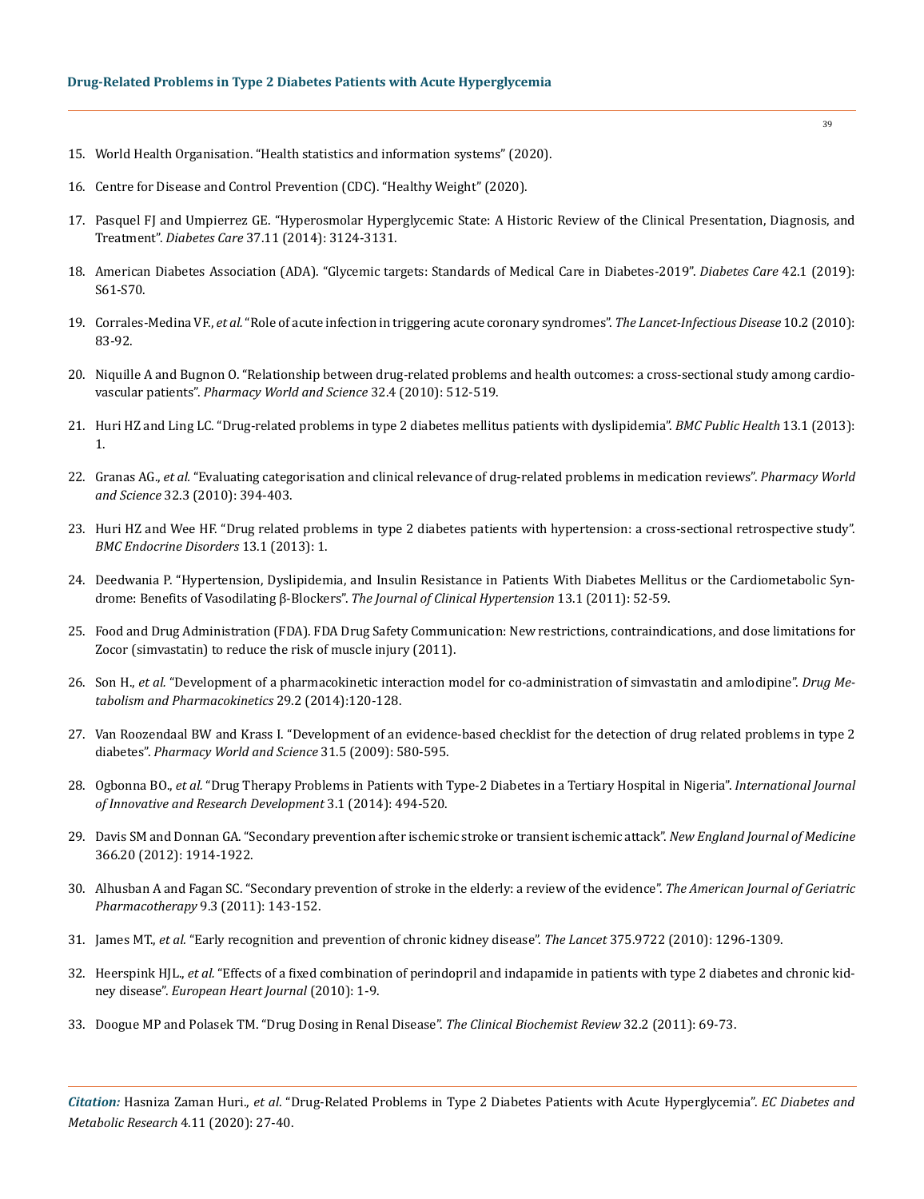15. World Health Organisation. "Health statistics and information systems" (2020).

16. Centre for Disease and Control Prevention (CDC). "Healthy Weight" (2020).

17. Pasquel FJ and Umpierrez GE. "Hyperosmolar Hyperglycemic State: A Historic Review of the Clinical Presentation, Diagnosis, and Treatment". *Diabetes Care* 37.11 (2014): 3124-3131.

18. American Diabetes Association (ADA). "Glycemic targets: Standards of Medical Care in Diabetes-2019". *Diabetes Care* 42.1 (2019): S61-S70.

19. Corrales-Medina VF., *et al.* "Role of acute infection in triggering acute coronary syndromes". *The Lancet-Infectious Disease* 10.2 (2010): 83-92.

20. Niquille A and Bugnon O. "Relationship between drug-related problems and health outcomes: a cross-sectional study among cardiovascular patients". *Pharmacy World and Science* 32.4 (2010): 512-519.

21. Huri HZ and Ling LC. "Drug-related problems in type 2 diabetes mellitus patients with dyslipidemia". *BMC Public Health* 13.1 (2013): 1.

22. Granas AG., *et al.* "Evaluating categorisation and clinical relevance of drug-related problems in medication reviews". *Pharmacy World and Science* 32.3 (2010): 394-403.

23. Huri HZ and Wee HF. "Drug related problems in type 2 diabetes patients with hypertension: a cross-sectional retrospective study". *BMC Endocrine Disorders* 13.1 (2013): 1.

24. Deedwania P. "Hypertension, Dyslipidemia, and Insulin Resistance in Patients With Diabetes Mellitus or the Cardiometabolic Syndrome: Benefits of Vasodilating β-Blockers". *The Journal of Clinical Hypertension* 13.1 (2011): 52-59.

25. Food and Drug Administration (FDA). FDA Drug Safety Communication: New restrictions, contraindications, and dose limitations for Zocor (simvastatin) to reduce the risk of muscle injury (2011).

26. Son H., *et al.* "Development of a pharmacokinetic interaction model for co-administration of simvastatin and amlodipine". *Drug Metabolism and Pharmacokinetics* 29.2 (2014):120-128.

27. Van Roozendaal BW and Krass I. "Development of an evidence-based checklist for the detection of drug related problems in type 2 diabetes". *Pharmacy World and Science* 31.5 (2009): 580-595.

28. Ogbonna BO., *et al.* "Drug Therapy Problems in Patients with Type-2 Diabetes in a Tertiary Hospital in Nigeria". *International Journal of Innovative and Research Development* 3.1 (2014): 494-520.

29. Davis SM and Donnan GA. "Secondary prevention after ischemic stroke or transient ischemic attack". *New England Journal of Medicine* 366.20 (2012): 1914-1922.

30. Alhusban A and Fagan SC. "Secondary prevention of stroke in the elderly: a review of the evidence". *The American Journal of Geriatric Pharmacotherapy* 9.3 (2011): 143-152.

31. James MT., *et al.* "Early recognition and prevention of chronic kidney disease". *The Lancet* 375.9722 (2010): 1296-1309.

32. Heerspink HJL., *et al.* "Effects of a fixed combination of perindopril and indapamide in patients with type 2 diabetes and chronic kidney disease". *European Heart Journal* (2010): 1-9.

33. Doogue MP and Polasek TM. "Drug Dosing in Renal Disease". *The Clinical Biochemist Review* 32.2 (2011): 69-73.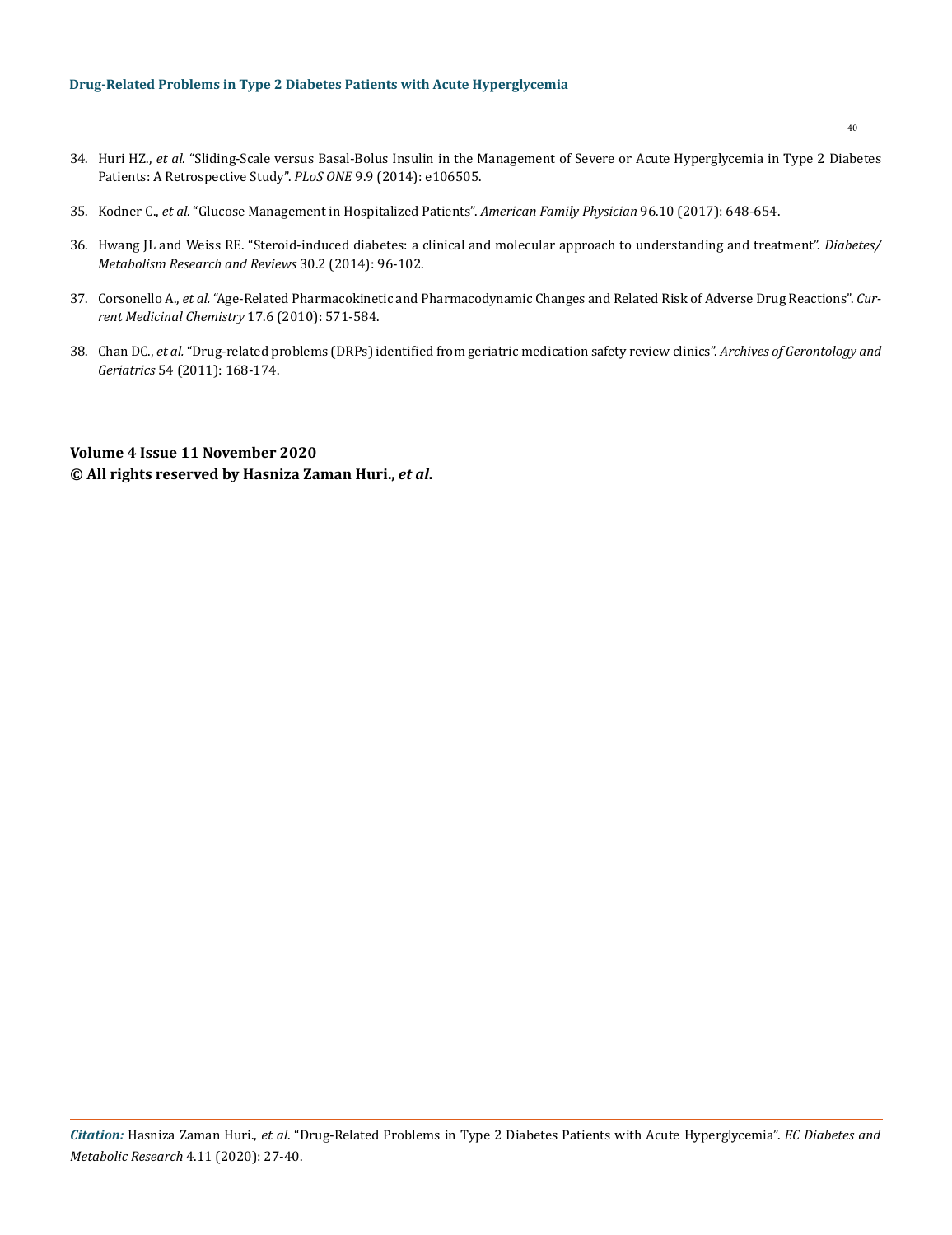34. Huri HZ., *et al.* "Sliding-Scale versus Basal-Bolus Insulin in the Management of Severe or Acute Hyperglycemia in Type 2 Diabetes Patients: A Retrospective Study". *PLoS ONE* 9.9 (2014): e106505.

35. Kodner C., *et al.* "Glucose Management in Hospitalized Patients". *American Family Physician* 96.10 (2017): 648-654.

36. Hwang JL and Weiss RE. "Steroid-induced diabetes: a clinical and molecular approach to understanding and treatment". *Diabetes/Metabolism Research and Reviews* 30.2 (2014): 96-102.

37. Corsonello A., *et al.* "Age-Related Pharmacokinetic and Pharmacodynamic Changes and Related Risk of Adverse Drug Reactions". *Current Medicinal Chemistry* 17.6 (2010): 571-584.

38. Chan DC., *et al.* "Drug-related problems (DRPs) identified from geriatric medication safety review clinics". *Archives of Gerontology and Geriatrics* 54 (2011): 168-174.

**Volume 4 Issue 11 November 2020**
**© All rights reserved by Hasniza Zaman Huri., *et al*.**